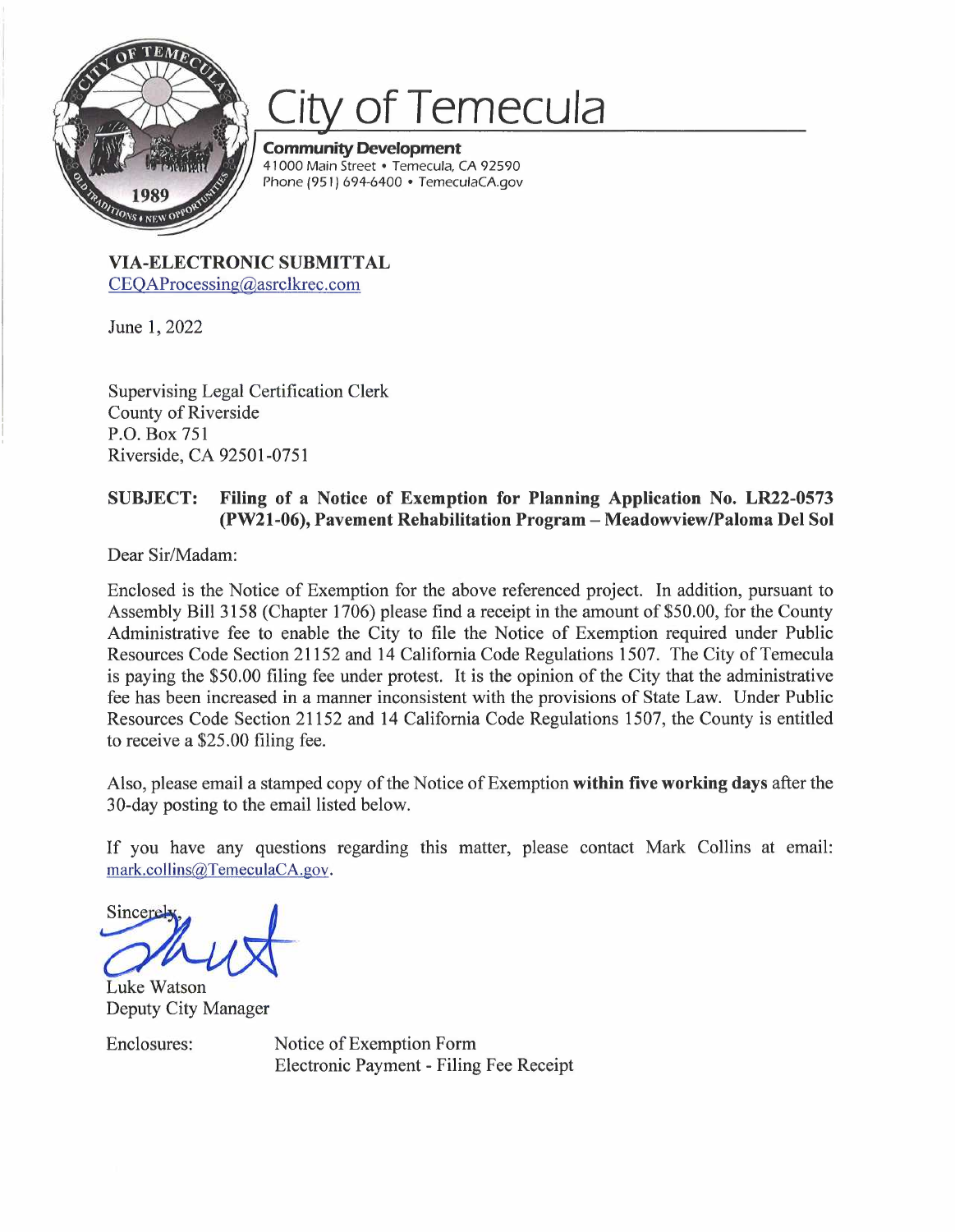# City of Temecula

**Community Development**
41000 Main Street • Temecula, CA 92590
Phone (951) 694-6400 • TemeculaCA.gov

**VIA-ELECTRONIC SUBMITTAL**
CEQAProcessing@asrclkrec.com

June 1, 2022

Supervising Legal Certification Clerk
County of Riverside
P.O. Box 751
Riverside, CA 92501-0751

**SUBJECT: Filing of a Notice of Exemption for Planning Application No. LR22-0573 (PW21-06), Pavement Rehabilitation Program – Meadowview/Paloma Del Sol**

Dear Sir/Madam:

Enclosed is the Notice of Exemption for the above referenced project. In addition, pursuant to Assembly Bill 3158 (Chapter 1706) please find a receipt in the amount of $50.00, for the County Administrative fee to enable the City to file the Notice of Exemption required under Public Resources Code Section 21152 and 14 California Code Regulations 1507. The City of Temecula is paying the $50.00 filing fee under protest. It is the opinion of the City that the administrative fee has been increased in a manner inconsistent with the provisions of State Law. Under Public Resources Code Section 21152 and 14 California Code Regulations 1507, the County is entitled to receive a $25.00 filing fee.

Also, please email a stamped copy of the Notice of Exemption **within five working days** after the 30-day posting to the email listed below.

If you have any questions regarding this matter, please contact Mark Collins at email: mark.collins@TemeculaCA.gov.

Sincerely,

Luke Watson
Deputy City Manager

Enclosures: Notice of Exemption Form
Electronic Payment - Filing Fee Receipt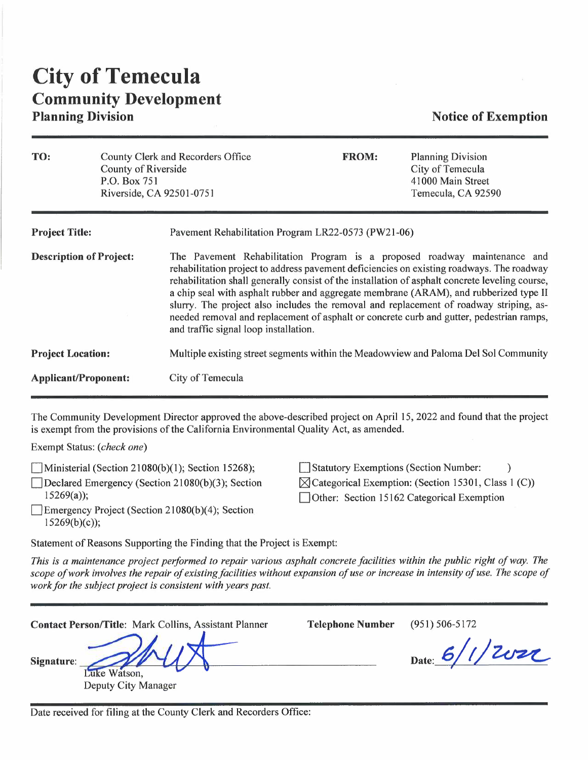# City of Temecula

## Community Development

### Planning Division

### Notice of Exemption

| | | | |
|---|---|---|---|
| **TO:** | County Clerk and Recorders Office<br>County of Riverside<br>P.O. Box 751<br>Riverside, CA 92501-0751 | **FROM:** | Planning Division<br>City of Temecula<br>41000 Main Street<br>Temecula, CA 92590 |

| | |
|---|---|
| **Project Title:** | Pavement Rehabilitation Program LR22-0573 (PW21-06) |
| **Description of Project:** | The Pavement Rehabilitation Program is a proposed roadway maintenance and rehabilitation project to address pavement deficiencies on existing roadways. The roadway rehabilitation shall generally consist of the installation of asphalt concrete leveling course, a chip seal with asphalt rubber and aggregate membrane (ARAM), and rubberized type II slurry. The project also includes the removal and replacement of roadway striping, as-needed removal and replacement of asphalt or concrete curb and gutter, pedestrian ramps, and traffic signal loop installation. |
| **Project Location:** | Multiple existing street segments within the Meadowview and Paloma Del Sol Community |
| **Applicant/Proponent:** | City of Temecula |

The Community Development Director approved the above-described project on April 15, 2022 and found that the project is exempt from the provisions of the California Environmental Quality Act, as amended.

Exempt Status: *(check one)*

- ☐ Ministerial (Section 21080(b)(1); Section 15268);
- ☐ Declared Emergency (Section 21080(b)(3); Section 15269(a));
- ☐ Emergency Project (Section 21080(b)(4); Section 15269(b)(c));
- ☐ Statutory Exemptions (Section Number: )
- ☒ Categorical Exemption: (Section 15301, Class 1 (C))
- ☐ Other: Section 15162 Categorical Exemption

Statement of Reasons Supporting the Finding that the Project is Exempt:

*This is a maintenance project performed to repair various asphalt concrete facilities within the public right of way. The scope of work involves the repair of existing facilities without expansion of use or increase in intensity of use. The scope of work for the subject project is consistent with years past.*

**Contact Person/Title**: Mark Collins, Assistant Planner **Telephone Number** (951) 506-5172

**Signature**: [signature]
Luke Watson,
Deputy City Manager

**Date**: 6/1/2022

Date received for filing at the County Clerk and Recorders Office: